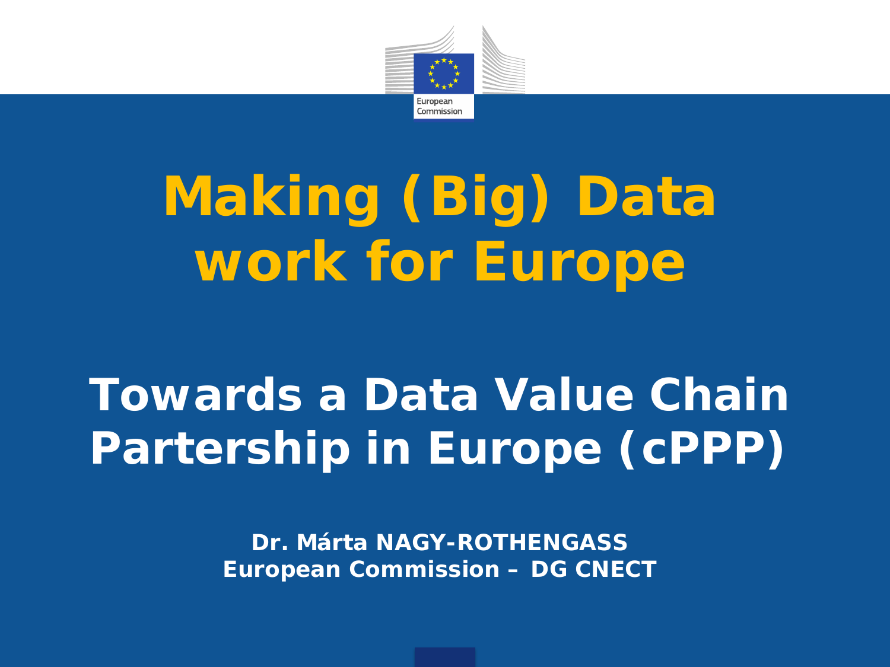European Commission

# Making (Big) Data work for Europe

## Towards a Data Value Chain Partership in Europe (cPPP)

**Dr. Márta NAGY-ROTHENGASS**
**European Commission – DG CNECT**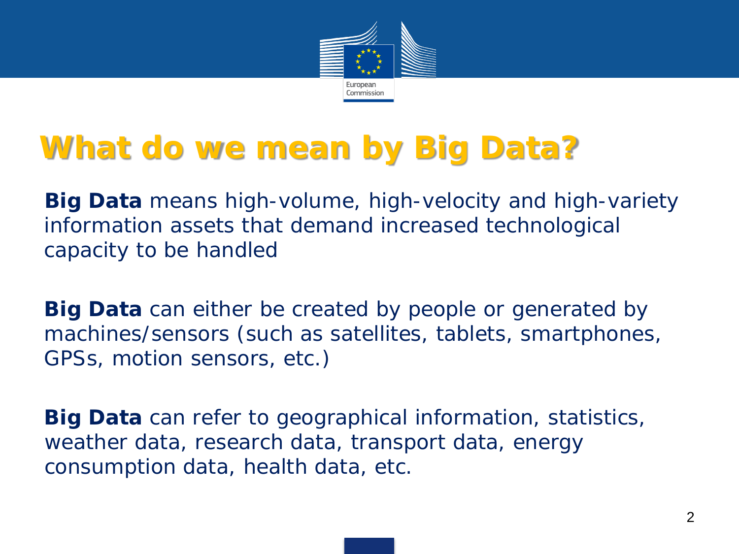# What do we mean by Big Data?

**Big Data** means high-volume, high-velocity and high-variety information assets that demand increased technological capacity to be handled

**Big Data** can either be created by people or generated by machines/sensors (such as satellites, tablets, smartphones, GPSs, motion sensors, etc.)

**Big Data** can refer to geographical information, statistics, weather data, research data, transport data, energy consumption data, health data, etc.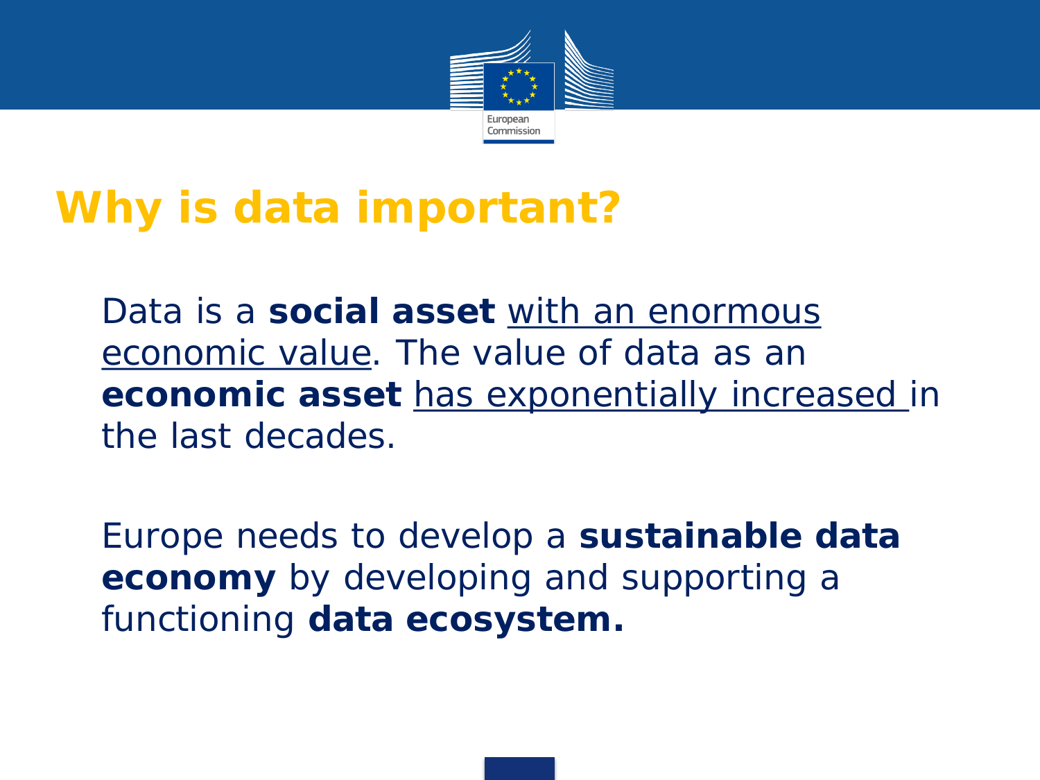# Why is data important?

Data is a **social asset** with an enormous economic value. The value of data as an **economic asset** has exponentially increased in the last decades.

Europe needs to develop a **sustainable data economy** by developing and supporting a functioning **data ecosystem.**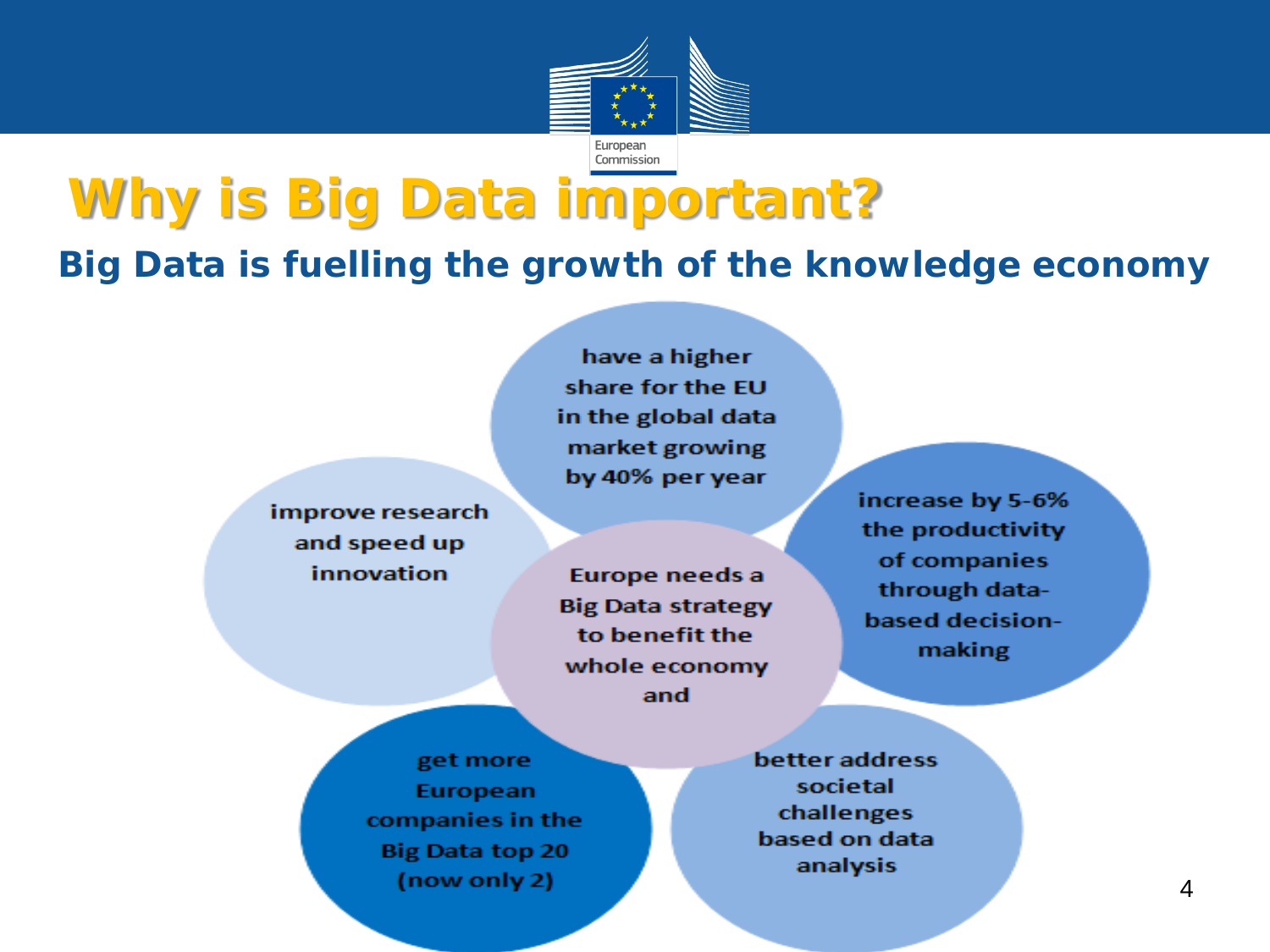# Why is Big Data important?

## Big Data is fuelling the growth of the knowledge economy

Europe needs a Big Data strategy to benefit the whole economy and

- have a higher share for the EU in the global data market growing by 40% per year
- increase by 5-6% the productivity of companies through data-based decision-making
- better address societal challenges based on data analysis
- get more European companies in the Big Data top 20 (now only 2)
- improve research and speed up innovation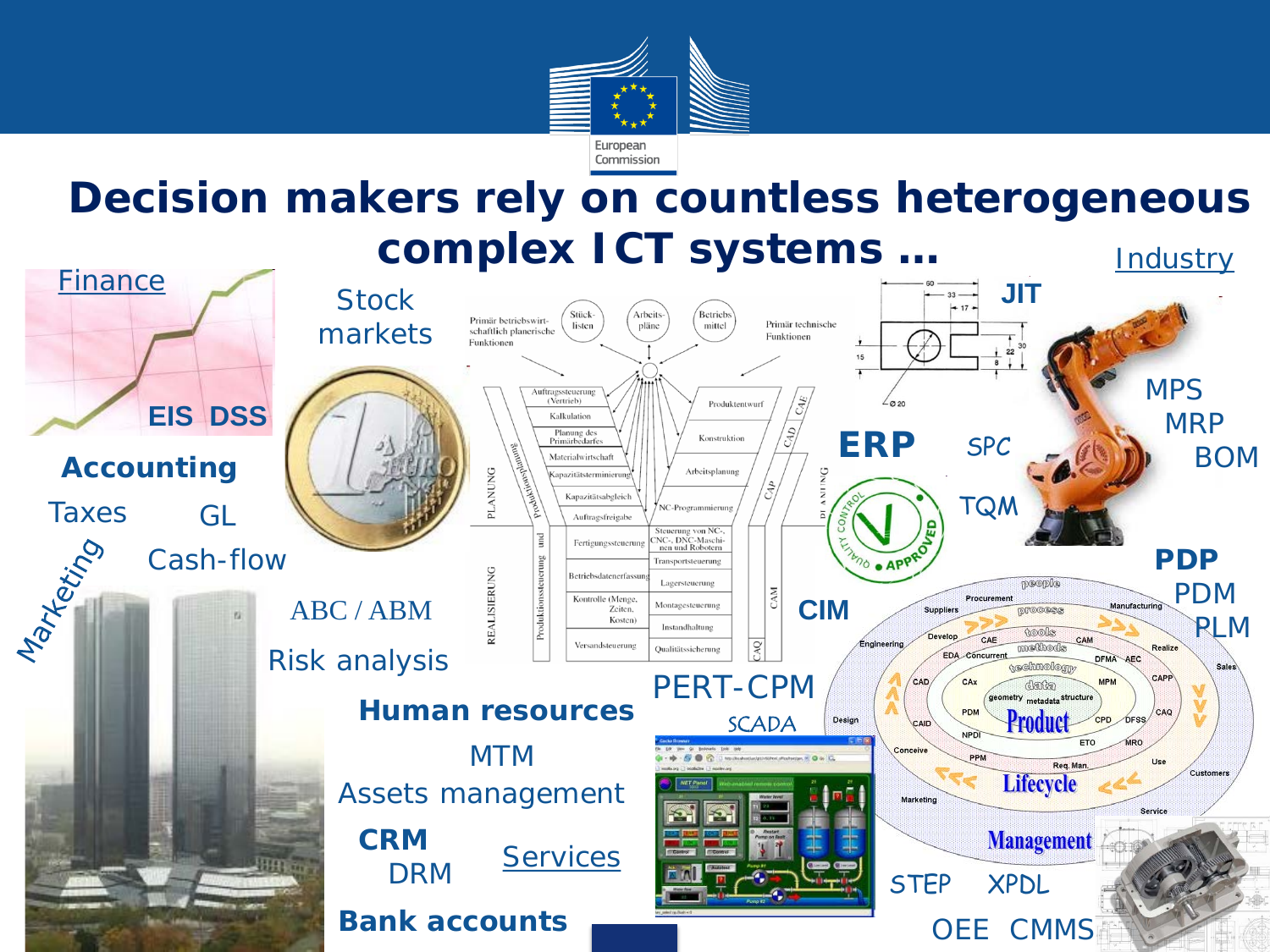# Decision makers rely on countless heterogeneous complex ICT systems …

Finance

EIS DSS

**Accounting**

Taxes GL

Cash-flow

Marketing

Stock markets

ABC / ABM

Risk analysis

**Human resources**

MTM

Assets management

**CRM**

DRM

Services

**Bank accounts**

PERT-CPM

SCADA

Industry

JIT

**ERP**

SPC

TQM

MPS

MRP

BOM

**CIM**

**PDP**

PDM

PLM

STEP XPDL

OEE CMMS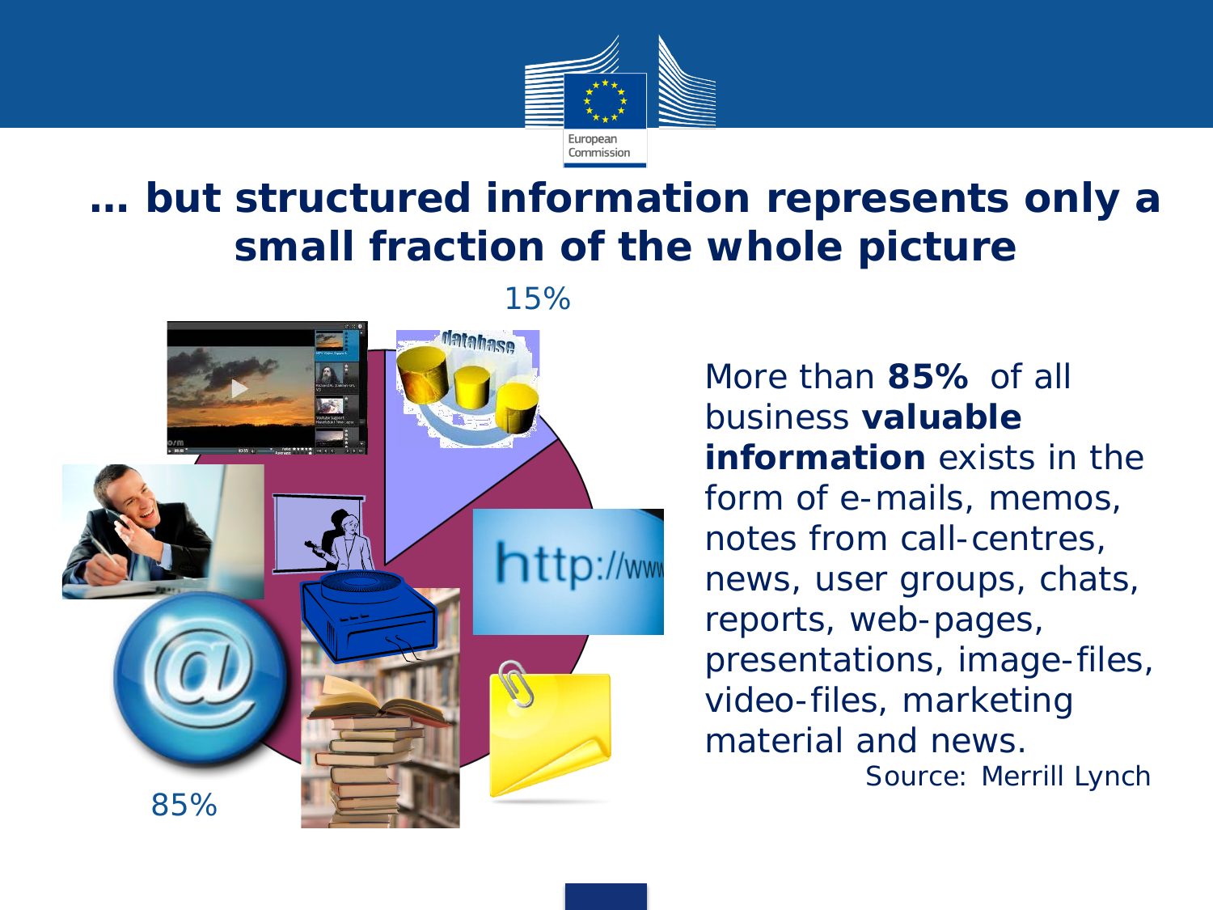# … but structured information represents only a small fraction of the whole picture

15%

85%

More than **85%** of all business **valuable information** exists in the form of e-mails, memos, notes from call-centres, news, user groups, chats, reports, web-pages, presentations, image-files, video-files, marketing material and news.

Source: Merrill Lynch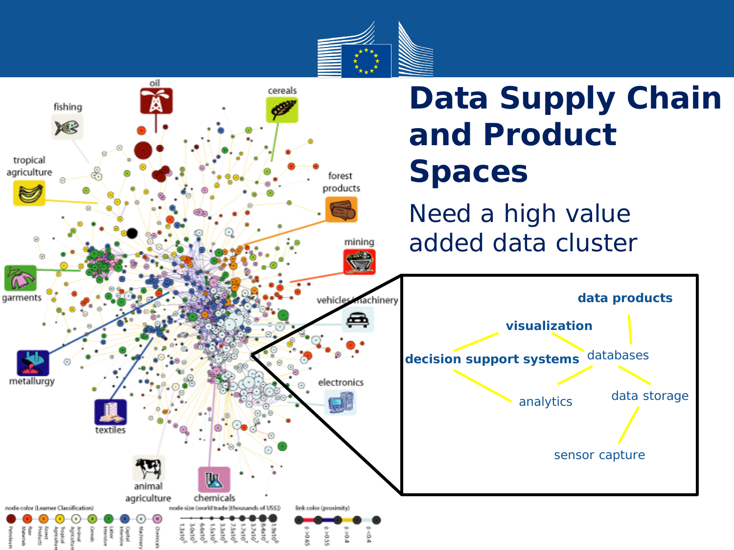# Data Supply Chain and Product Spaces

Need a high value added data cluster

data products

visualization

decision support systems

databases

analytics

data storage

sensor capture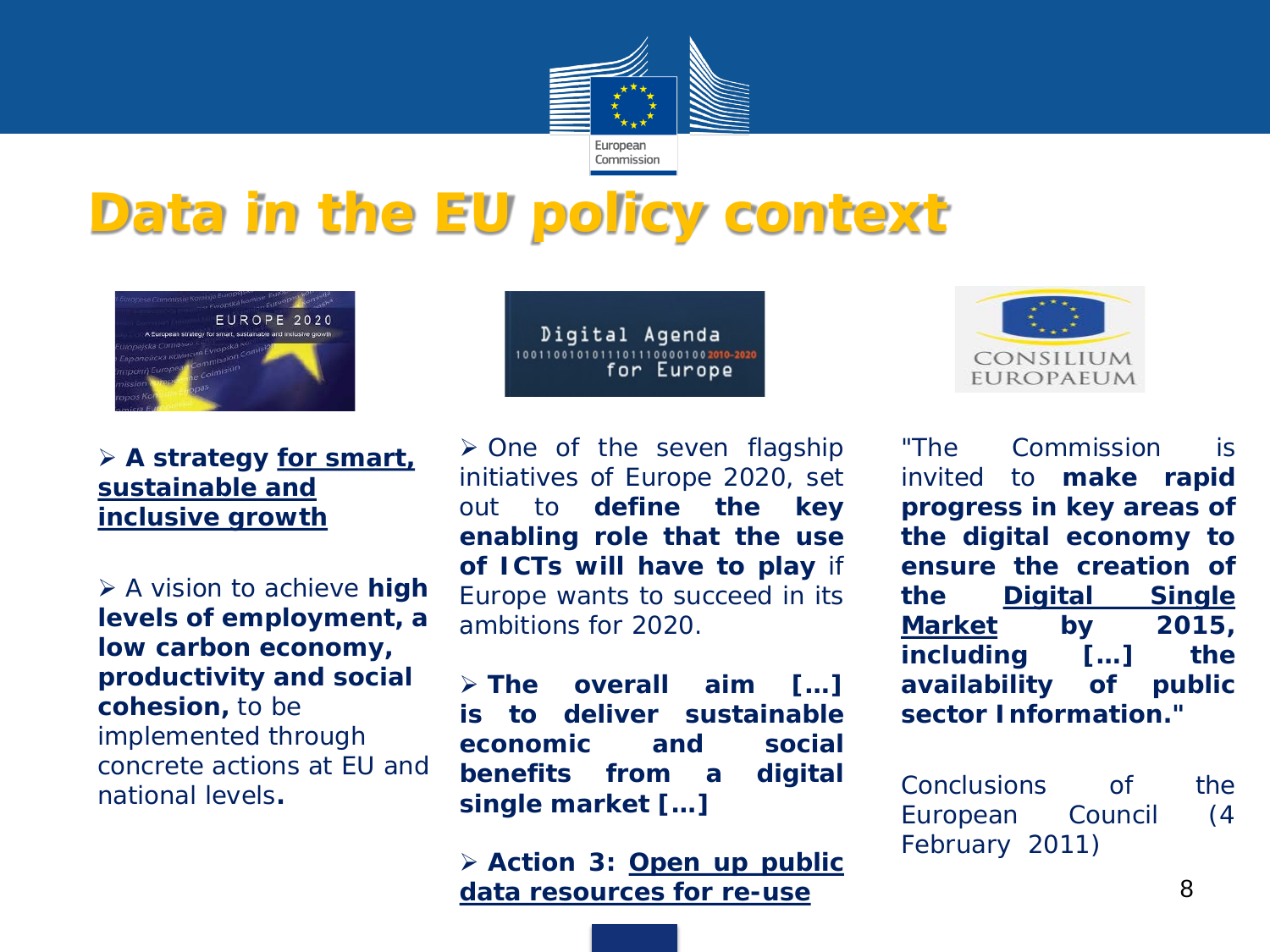# Data in the EU policy context

- **A strategy for smart, sustainable and inclusive growth**

- A vision to achieve **high levels of employment, a low carbon economy, productivity and social cohesion,** to be implemented through concrete actions at EU and national levels**.**

- One of the seven flagship initiatives of Europe 2020, set out to **define the key enabling role that the use of ICTs will have to play** if Europe wants to succeed in its ambitions for 2020.

- **The overall aim […] is to deliver sustainable economic and social benefits from a digital single market […]**

- **Action 3: Open up public data resources for re-use**

"The Commission is invited to **make rapid progress in key areas of the digital economy to ensure the creation of the Digital Single Market by 2015, including […] the availability of public sector Information."**

Conclusions of the European Council (4 February 2011)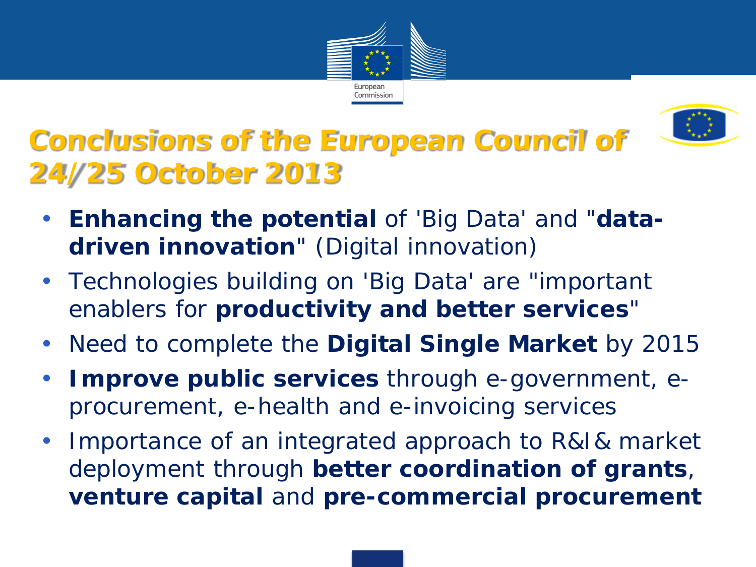# Conclusions of the European Council of 24/25 October 2013

- **Enhancing the potential** of 'Big Data' and "**data-driven innovation**" (Digital innovation)
- Technologies building on 'Big Data' are "important enablers for **productivity and better services**"
- Need to complete the **Digital Single Market** by 2015
- **Improve public services** through e-government, e-procurement, e-health and e-invoicing services
- Importance of an integrated approach to R&I & market deployment through **better coordination of grants**, **venture capital** and **pre-commercial procurement**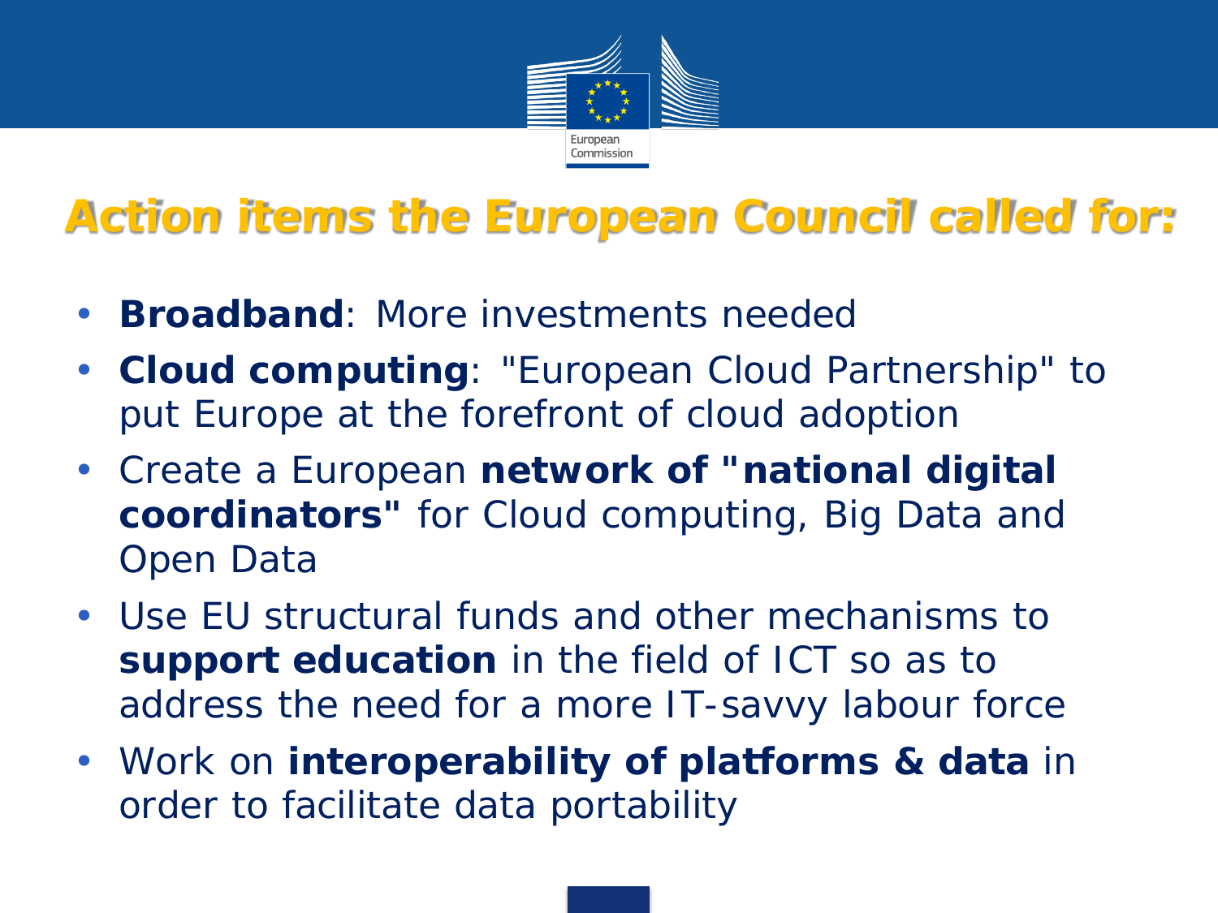# Action items the European Council called for:

- **Broadband**: More investments needed
- **Cloud computing**: "European Cloud Partnership" to put Europe at the forefront of cloud adoption
- Create a European **network of "national digital coordinators"** for Cloud computing, Big Data and Open Data
- Use EU structural funds and other mechanisms to **support education** in the field of ICT so as to address the need for a more IT-savvy labour force
- Work on **interoperability of platforms & data** in order to facilitate data portability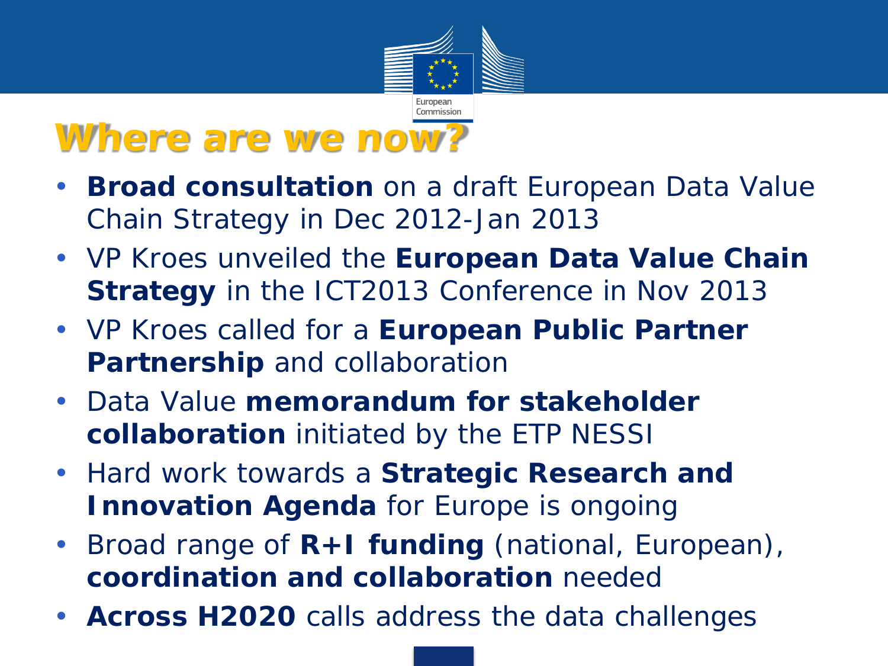# Where are we now?

- **Broad consultation** on a draft European Data Value Chain Strategy in Dec 2012-Jan 2013
- VP Kroes unveiled the **European Data Value Chain Strategy** in the ICT2013 Conference in Nov 2013
- VP Kroes called for a **European Public Partner Partnership** and collaboration
- Data Value **memorandum for stakeholder collaboration** initiated by the ETP NESSI
- Hard work towards a **Strategic Research and Innovation Agenda** for Europe is ongoing
- Broad range of **R+I funding** (national, European), **coordination and collaboration** needed
- **Across H2020** calls address the data challenges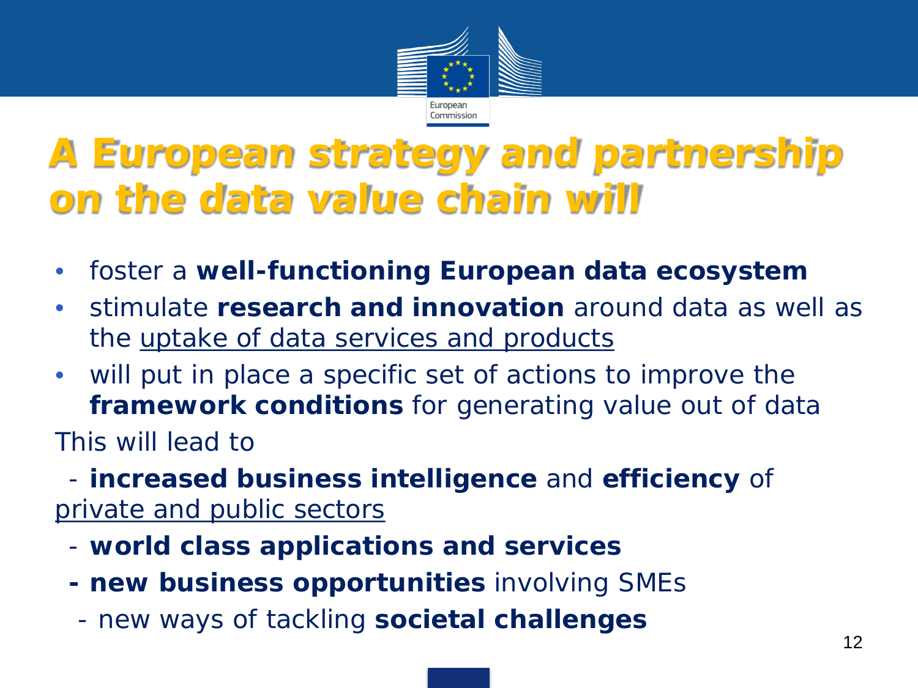# A European strategy and partnership on the data value chain will

- foster a **well-functioning European data ecosystem**
- stimulate **research and innovation** around data as well as the uptake of data services and products
- will put in place a specific set of actions to improve the **framework conditions** for generating value out of data

This will lead to

- **increased business intelligence** and **efficiency** of private and public sectors
- **world class applications and services**
- **new business opportunities** involving SMEs
- new ways of tackling **societal challenges**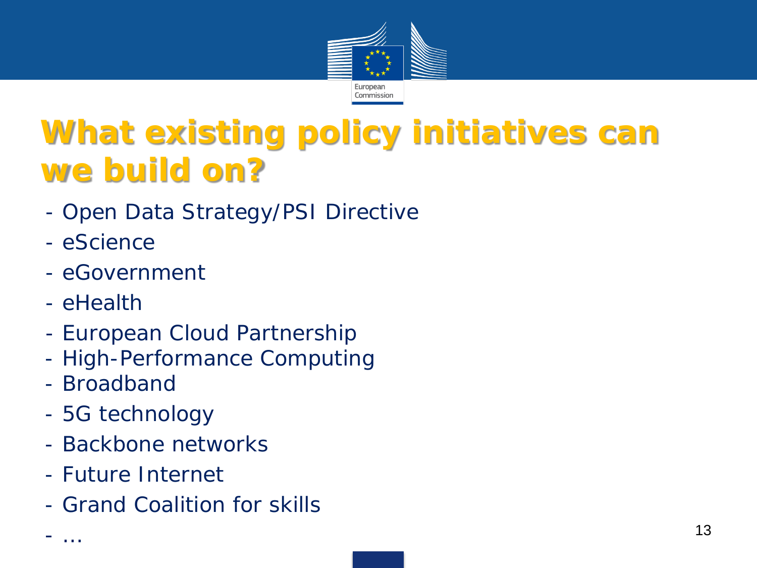# What existing policy initiatives can we build on?

- Open Data Strategy/PSI Directive
- eScience
- eGovernment
- eHealth
- European Cloud Partnership
- High-Performance Computing
- Broadband
- 5G technology
- Backbone networks
- Future Internet
- Grand Coalition for skills
- …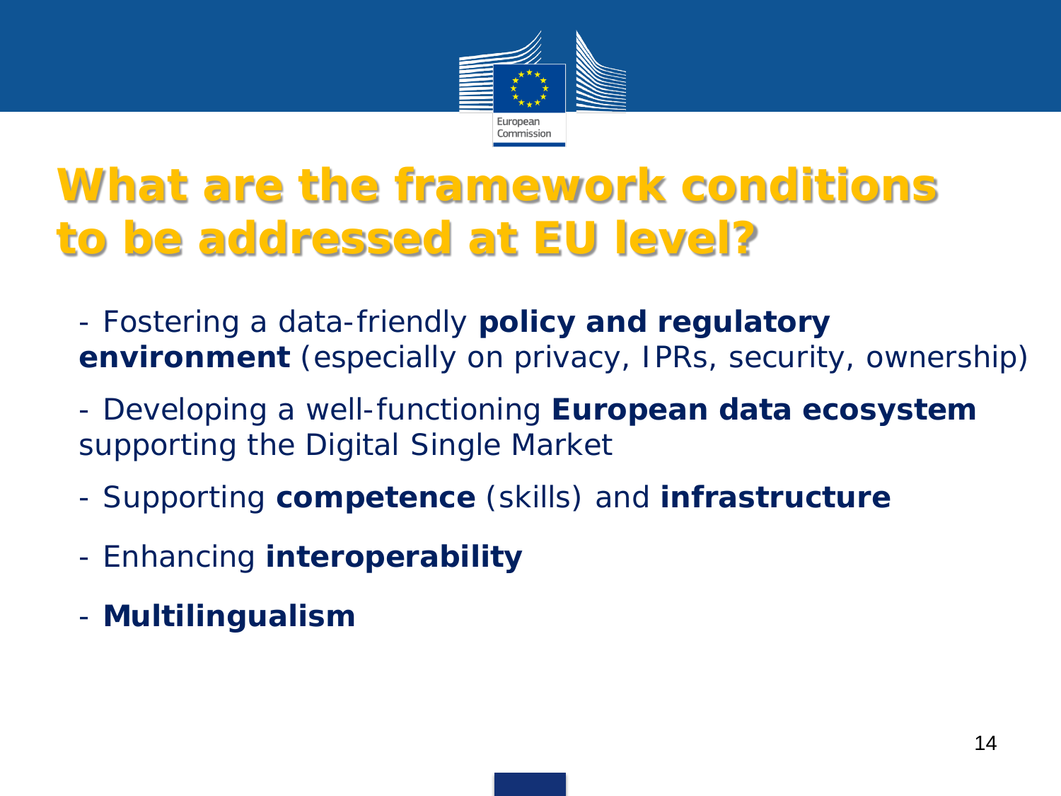# What are the framework conditions to be addressed at EU level?

- Fostering a data-friendly **policy and regulatory environment** (especially on privacy, IPRs, security, ownership)
- Developing a well-functioning **European data ecosystem** supporting the Digital Single Market
- Supporting **competence** (skills) and **infrastructure**
- Enhancing **interoperability**
- **Multilingualism**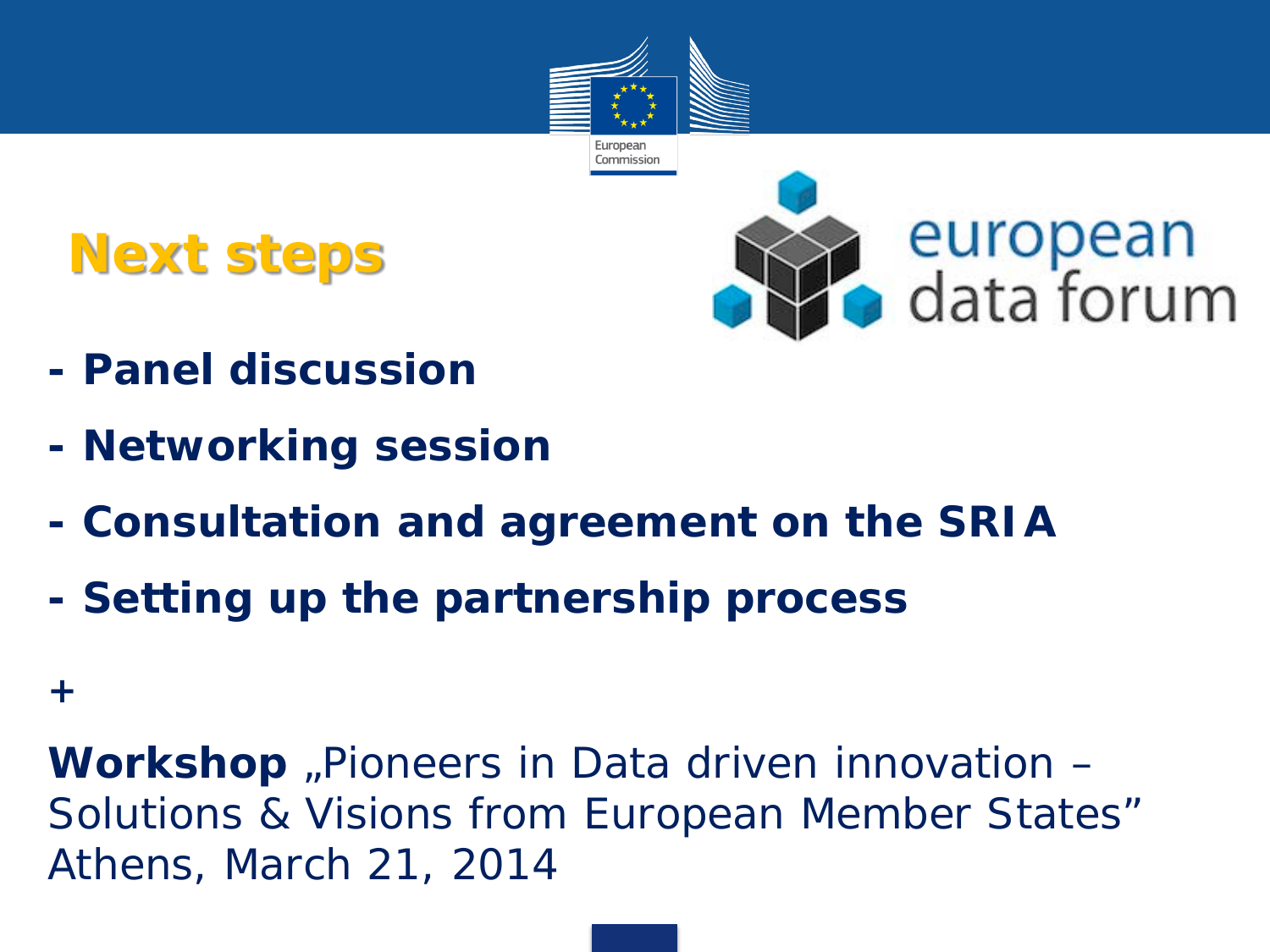# Next steps

- **Panel discussion**
- **Networking session**
- **Consultation and agreement on the SRIA**
- **Setting up the partnership process**

+

**Workshop** „Pioneers in Data driven innovation – Solutions & Visions from European Member States"
Athens, March 21, 2014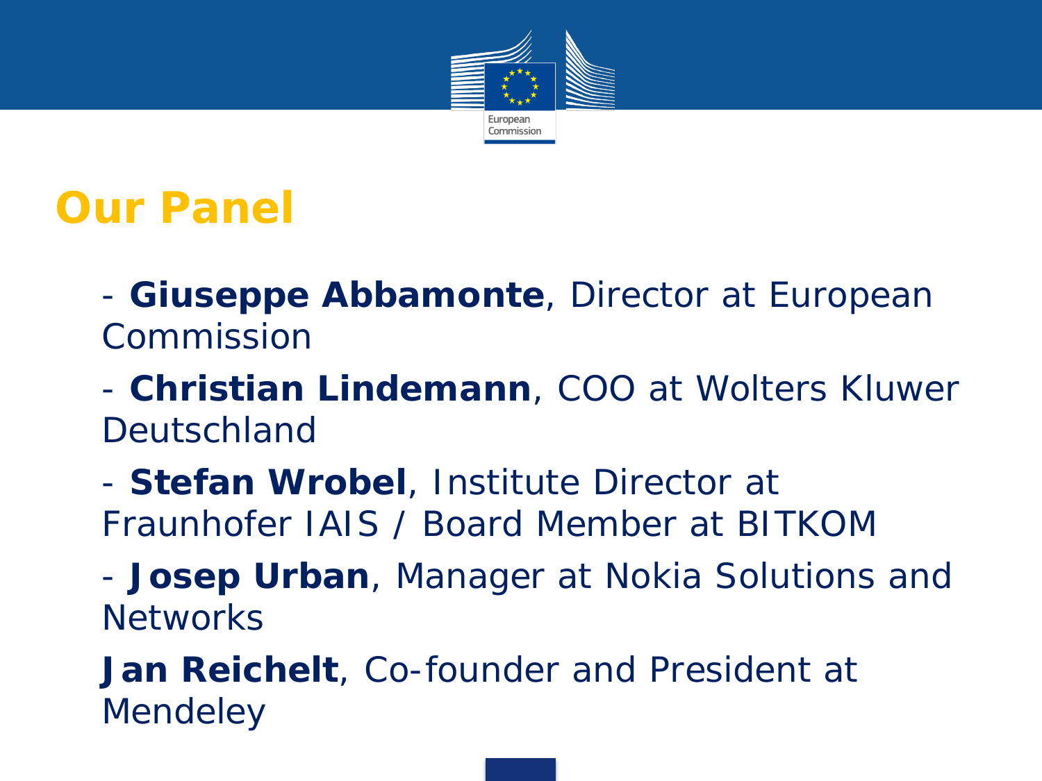# Our Panel

- **Giuseppe Abbamonte**, Director at European Commission
- **Christian Lindemann**, COO at Wolters Kluwer Deutschland
- **Stefan Wrobel**, Institute Director at Fraunhofer IAIS / Board Member at BITKOM
- **Josep Urban**, Manager at Nokia Solutions and Networks

**Jan Reichelt**, Co-founder and President at Mendeley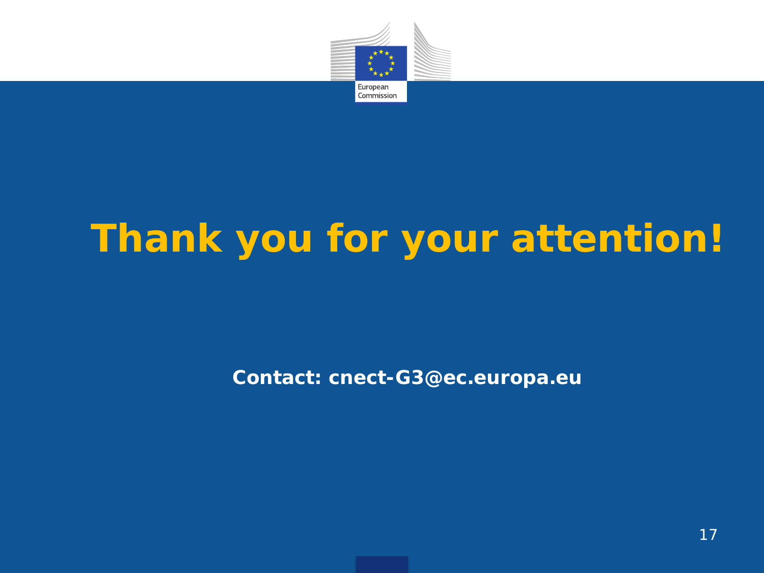# Thank you for your attention!

**Contact: cnect-G3@ec.europa.eu**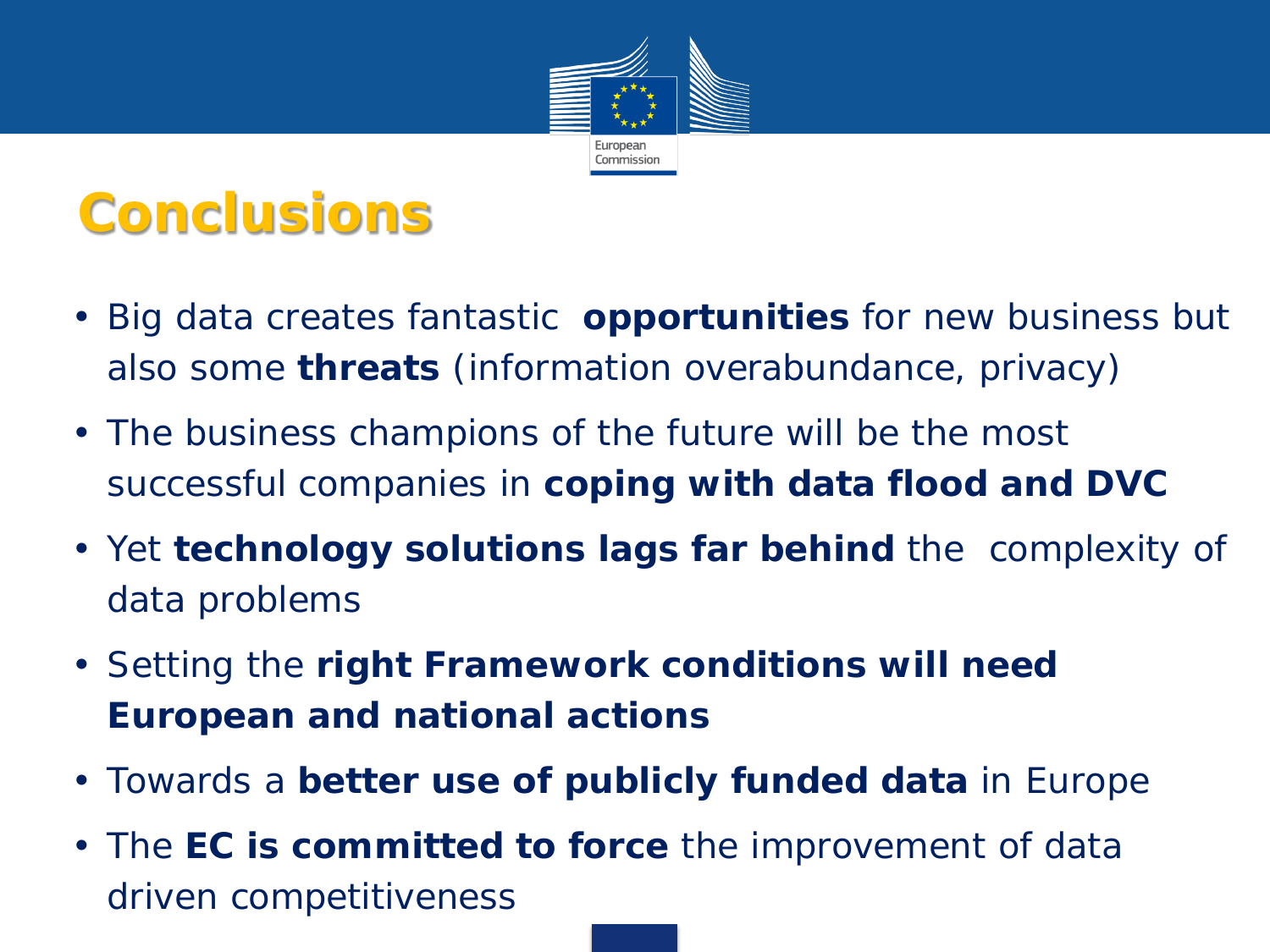# Conclusions

- Big data creates fantastic **opportunities** for new business but also some **threats** (information overabundance, privacy)
- The business champions of the future will be the most successful companies in **coping with data flood and DVC**
- Yet **technology solutions lags far behind** the complexity of data problems
- Setting the **right Framework conditions will need European and national actions**
- Towards a **better use of publicly funded data** in Europe
- The **EC is committed to force** the improvement of data driven competitiveness